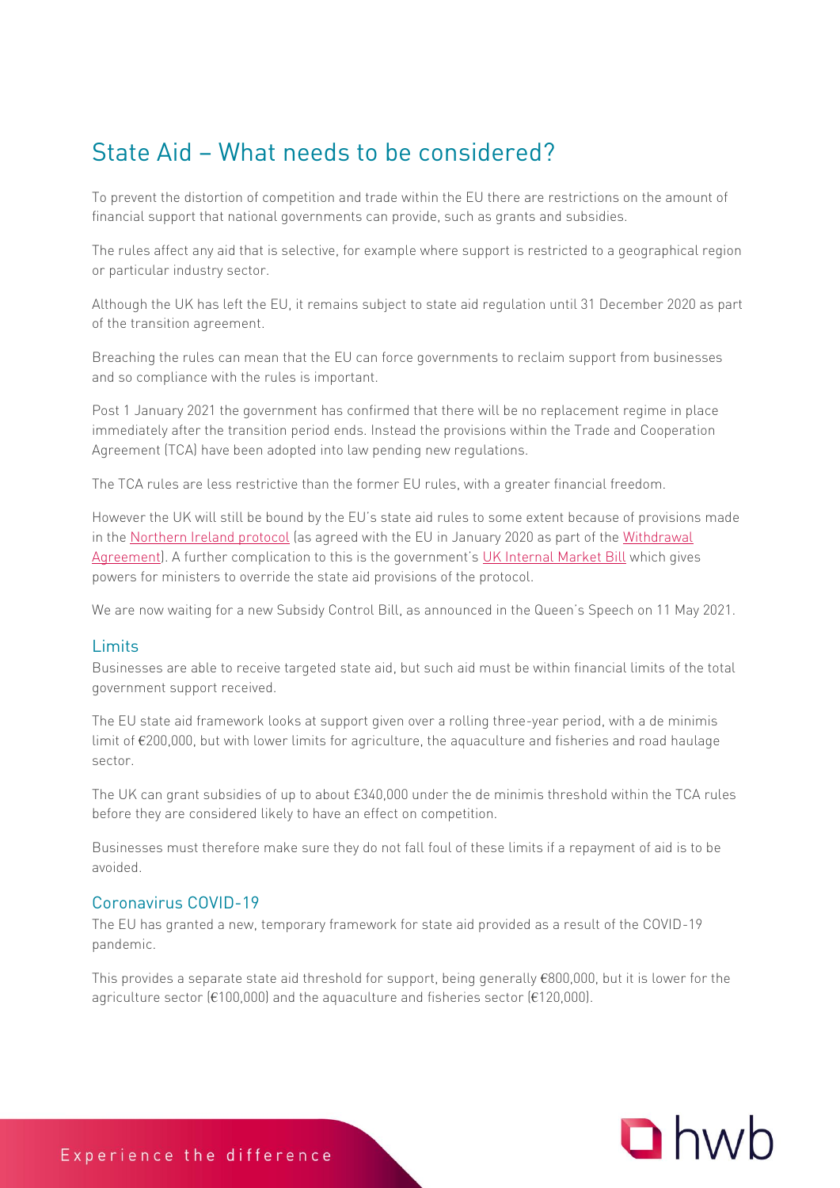# State Aid – What needs to be considered?

To prevent the distortion of competition and trade within the EU there are restrictions on the amount of financial support that national governments can provide, such as grants and subsidies.

The rules affect any aid that is selective, for example where support is restricted to a geographical region or particular industry sector.

Although the UK has left the EU, it remains subject to state aid regulation until 31 December 2020 as part of the transition agreement.

Breaching the rules can mean that the EU can force governments to reclaim support from businesses and so compliance with the rules is important.

Post 1 January 2021 the government has confirmed that there will be no replacement regime in place immediately after the transition period ends. Instead the provisions within the Trade and Cooperation Agreement (TCA) have been adopted into law pending new regulations.

The TCA rules are less restrictive than the former EU rules, with a greater financial freedom.

However the UK will still be bound by the EU's state aid rules to some extent because of provisions made in the Northern Ireland protocol (as agreed with the EU in January 2020 as part of the Withdrawal Agreement). A further complication to this is the government's UK Internal Market Bill which gives powers for ministers to override the state aid provisions of the protocol.

We are now waiting for a new Subsidy Control Bill, as announced in the Queen's Speech on 11 May 2021.

## Limits

Businesses are able to receive targeted state aid, but such aid must be within financial limits of the total government support received.

The EU state aid framework looks at support given over a rolling three-year period, with a de minimis limit of €200,000, but with lower limits for agriculture, the aquaculture and fisheries and road haulage sector.

The UK can grant subsidies of up to about £340,000 under the de minimis threshold within the TCA rules before they are considered likely to have an effect on competition.

Businesses must therefore make sure they do not fall foul of these limits if a repayment of aid is to be avoided.

## Coronavirus COVID-19

The EU has granted a new, temporary framework for state aid provided as a result of the COVID-19 pandemic.

This provides a separate state aid threshold for support, being generally €800,000, but it is lower for the agriculture sector (€100,000) and the aquaculture and fisheries sector (€120,000).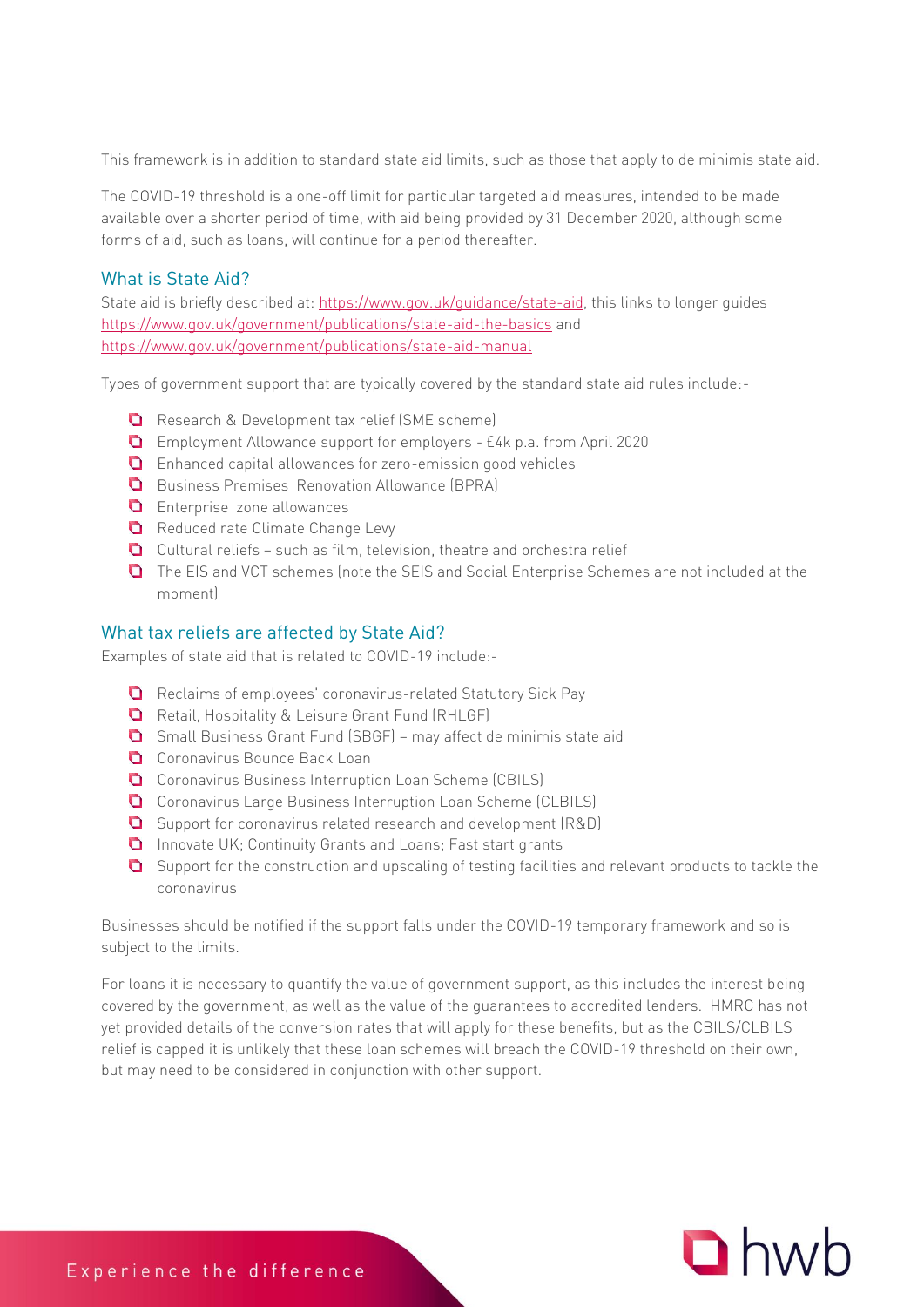This framework is in addition to standard state aid limits, such as those that apply to de minimis state aid.

The COVID-19 threshold is a one-off limit for particular targeted aid measures, intended to be made available over a shorter period of time, with aid being provided by 31 December 2020, although some forms of aid, such as loans, will continue for a period thereafter.

## What is State Aid?

State aid is briefly described at: https://www.gov.uk/guidance/state-aid, this links to longer guides https://www.gov.uk/government/publications/state-aid-the-basics and https://www.gov.uk/government/publications/state-aid-manual

Types of government support that are typically covered by the standard state aid rules include:-

- Research & Development tax relief (SME scheme)
- Employment Allowance support for employers - £4k p.a. from April 2020
- Enhanced capital allowances for zero-emission good vehicles
- Business Premises Renovation Allowance (BPRA)
- Enterprise zone allowances
- Reduced rate Climate Change Levy
- Cultural reliefs – such as film, television, theatre and orchestra relief
- The EIS and VCT schemes (note the SEIS and Social Enterprise Schemes are not included at the moment)

## What tax reliefs are affected by State Aid?

Examples of state aid that is related to COVID-19 include:-

- Reclaims of employees' coronavirus-related Statutory Sick Pay
- Retail, Hospitality & Leisure Grant Fund (RHLGF)
- Small Business Grant Fund (SBGF) – may affect de minimis state aid
- Coronavirus Bounce Back Loan
- Coronavirus Business Interruption Loan Scheme (CBILS)
- Coronavirus Large Business Interruption Loan Scheme (CLBILS)
- Support for coronavirus related research and development (R&D)
- Innovate UK; Continuity Grants and Loans; Fast start grants
- Support for the construction and upscaling of testing facilities and relevant products to tackle the coronavirus

Businesses should be notified if the support falls under the COVID-19 temporary framework and so is subject to the limits.

For loans it is necessary to quantify the value of government support, as this includes the interest being covered by the government, as well as the value of the guarantees to accredited lenders. HMRC has not yet provided details of the conversion rates that will apply for these benefits, but as the CBILS/CLBILS relief is capped it is unlikely that these loan schemes will breach the COVID-19 threshold on their own, but may need to be considered in conjunction with other support.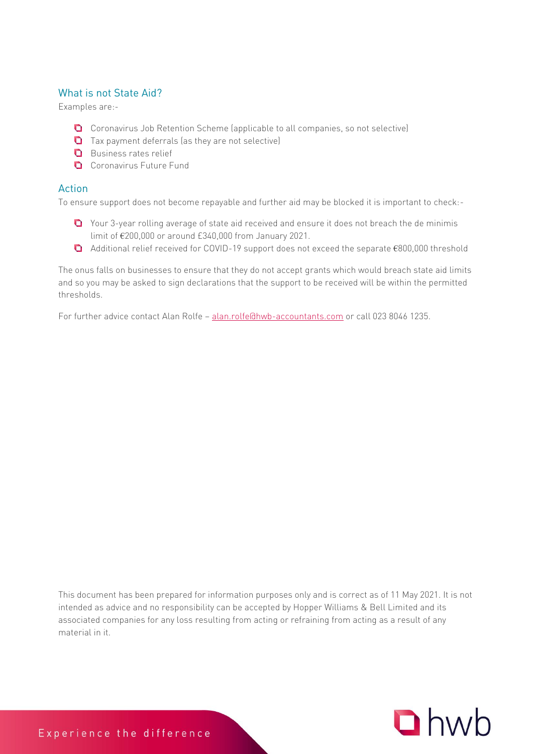## What is not State Aid?

Examples are:-

- Coronavirus Job Retention Scheme (applicable to all companies, so not selective)
- Tax payment deferrals (as they are not selective)
- Business rates relief
- Coronavirus Future Fund

## Action

To ensure support does not become repayable and further aid may be blocked it is important to check:-

- Your 3-year rolling average of state aid received and ensure it does not breach the de minimis limit of €200,000 or around £340,000 from January 2021.
- Additional relief received for COVID-19 support does not exceed the separate €800,000 threshold

The onus falls on businesses to ensure that they do not accept grants which would breach state aid limits and so you may be asked to sign declarations that the support to be received will be within the permitted thresholds.

For further advice contact Alan Rolfe – alan.rolfe@hwb-accountants.com or call 023 8046 1235.

This document has been prepared for information purposes only and is correct as of 11 May 2021. It is not intended as advice and no responsibility can be accepted by Hopper Williams & Bell Limited and its associated companies for any loss resulting from acting or refraining from acting as a result of any material in it.

Experience the difference

hwb